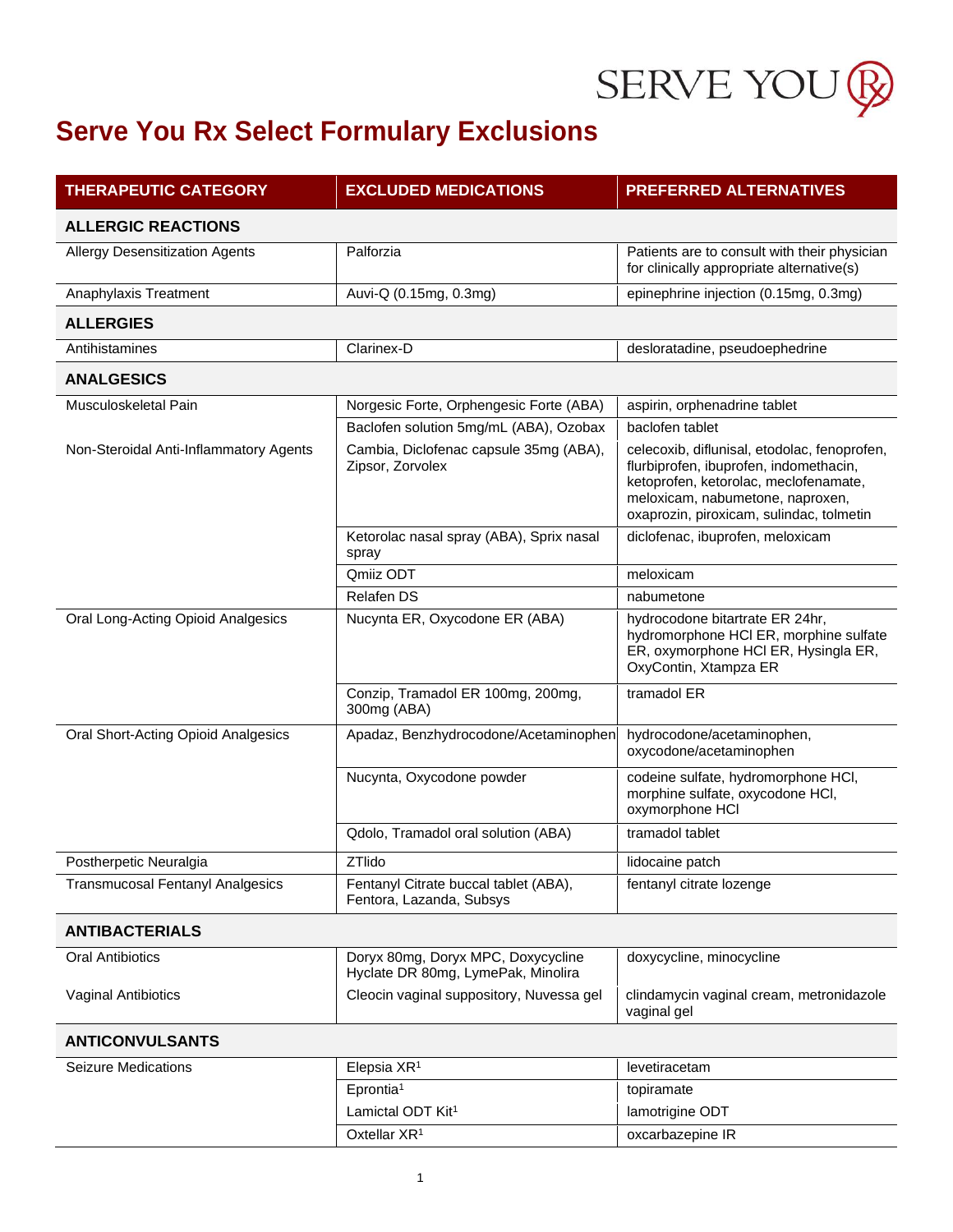# Serve You Rx Select Formulary Exclusions

| THERAPEUTIC CATEGORY | EXCLUDED MEDICATIONS | PREFERRED ALTERNATIVES |
|---|---|---|
| **ALLERGIC REACTIONS** | | |
| Allergy Desensitization Agents | Palforzia | Patients are to consult with their physician for clinically appropriate alternative(s) |
| Anaphylaxis Treatment | Auvi-Q (0.15mg, 0.3mg) | epinephrine injection (0.15mg, 0.3mg) |
| **ALLERGIES** | | |
| Antihistamines | Clarinex-D | desloratadine, pseudoephedrine |
| **ANALGESICS** | | |
| Musculoskeletal Pain | Norgesic Forte, Orphengesic Forte (ABA) | aspirin, orphenadrine tablet |
| | Baclofen solution 5mg/mL (ABA), Ozobax | baclofen tablet |
| Non-Steroidal Anti-Inflammatory Agents | Cambia, Diclofenac capsule 35mg (ABA), Zipsor, Zorvolex | celecoxib, diflunisal, etodolac, fenoprofen, flurbiprofen, ibuprofen, indomethacin, ketoprofen, ketorolac, meclofenamate, meloxicam, nabumetone, naproxen, oxaprozin, piroxicam, sulindac, tolmetin |
| | Ketorolac nasal spray (ABA), Sprix nasal spray | diclofenac, ibuprofen, meloxicam |
| | Qmiiz ODT | meloxicam |
| | Relafen DS | nabumetone |
| Oral Long-Acting Opioid Analgesics | Nucynta ER, Oxycodone ER (ABA) | hydrocodone bitartrate ER 24hr, hydromorphone HCl ER, morphine sulfate ER, oxymorphone HCl ER, Hysingla ER, OxyContin, Xtampza ER |
| | Conzip, Tramadol ER 100mg, 200mg, 300mg (ABA) | tramadol ER |
| Oral Short-Acting Opioid Analgesics | Apadaz, Benzhydrocodone/Acetaminophen | hydrocodone/acetaminophen, oxycodone/acetaminophen |
| | Nucynta, Oxycodone powder | codeine sulfate, hydromorphone HCl, morphine sulfate, oxycodone HCl, oxymorphone HCl |
| | Qdolo, Tramadol oral solution (ABA) | tramadol tablet |
| Postherpetic Neuralgia | ZTlido | lidocaine patch |
| Transmucosal Fentanyl Analgesics | Fentanyl Citrate buccal tablet (ABA), Fentora, Lazanda, Subsys | fentanyl citrate lozenge |
| **ANTIBACTERIALS** | | |
| Oral Antibiotics | Doryx 80mg, Doryx MPC, Doxycycline Hyclate DR 80mg, LymePak, Minolira | doxycycline, minocycline |
| Vaginal Antibiotics | Cleocin vaginal suppository, Nuvessa gel | clindamycin vaginal cream, metronidazole vaginal gel |
| **ANTICONVULSANTS** | | |
| Seizure Medications | Elepsia XR[1] | levetiracetam |
| | Epronti[1] | topiramate |
| | Lamictal ODT Kit[1] | lamotrigine ODT |
| | Oxtellar XR[1] | oxcarbazepine IR |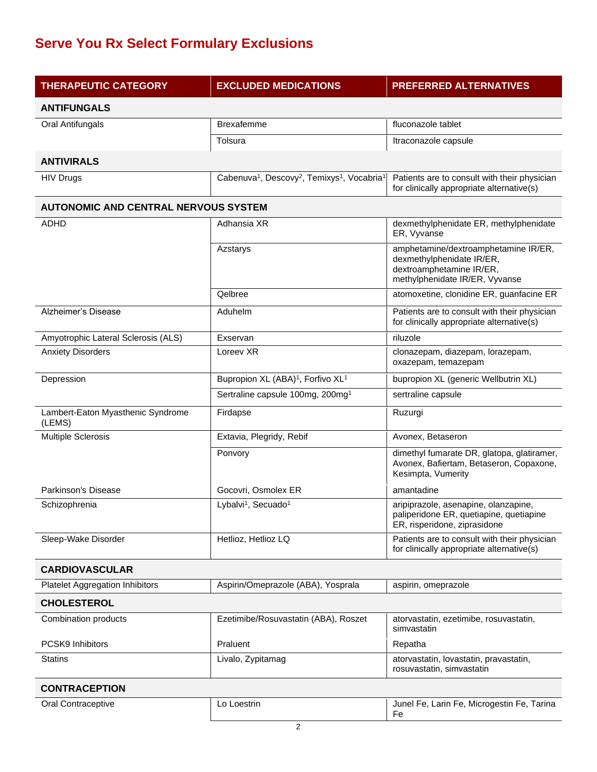# Serve You Rx Select Formulary Exclusions

| THERAPEUTIC CATEGORY | EXCLUDED MEDICATIONS | PREFERRED ALTERNATIVES |
|---|---|---|
| **ANTIFUNGALS** | | |
| Oral Antifungals | Brexafemme | fluconazole tablet |
| | Tolsura | Itraconazole capsule |
| **ANTIVIRALS** | | |
| HIV Drugs | Cabenuva[1], Descovy[2], Temixys[1], Vocabria[1] | Patients are to consult with their physician for clinically appropriate alternative(s) |
| **AUTONOMIC AND CENTRAL NERVOUS SYSTEM** | | |
| ADHD | Adhansia XR | dexmethylphenidate ER, methylphenidate ER, Vyvanse |
| | Azstarys | amphetamine/dextroamphetamine IR/ER, dexmethylphenidate IR/ER, dextroamphetamine IR/ER, methylphenidate IR/ER, Vyvanse |
| | Qelbree | atomoxetine, clonidine ER, guanfacine ER |
| Alzheimer's Disease | Aduhelm | Patients are to consult with their physician for clinically appropriate alternative(s) |
| Amyotrophic Lateral Sclerosis (ALS) | Exservan | riluzole |
| Anxiety Disorders | Loreev XR | clonazepam, diazepam, lorazepam, oxazepam, temazepam |
| Depression | Bupropion XL (ABA)[1], Forfivo XL[1] | bupropion XL (generic Wellbutrin XL) |
| | Sertraline capsule 100mg, 200mg[1] | sertraline capsule |
| Lambert-Eaton Myasthenic Syndrome (LEMS) | Firdapse | Ruzurgi |
| Multiple Sclerosis | Extavia, Plegridy, Rebif | Avonex, Betaseron |
| | Ponvory | dimethyl fumarate DR, glatopa, glatiramer, Avonex, Bafiertam, Betaseron, Copaxone, Kesimpta, Vumerity |
| Parkinson's Disease | Gocovri, Osmolex ER | amantadine |
| Schizophrenia | Lybalvi[1], Secuado[1] | aripiprazole, asenapine, olanzapine, paliperidone ER, quetiapine, quetiapine ER, risperidone, ziprasidone |
| Sleep-Wake Disorder | Hetlioz, Hetlioz LQ | Patients are to consult with their physician for clinically appropriate alternative(s) |
| **CARDIOVASCULAR** | | |
| Platelet Aggregation Inhibitors | Aspirin/Omeprazole (ABA), Yosprala | aspirin, omeprazole |
| **CHOLESTEROL** | | |
| Combination products | Ezetimibe/Rosuvastatin (ABA), Roszet | atorvastatin, ezetimibe, rosuvastatin, simvastatin |
| PCSK9 Inhibitors | Praluent | Repatha |
| Statins | Livalo, Zypitamag | atorvastatin, lovastatin, pravastatin, rosuvastatin, simvastatin |
| **CONTRACEPTION** | | |
| Oral Contraceptive | Lo Loestrin | Junel Fe, Larin Fe, Microgestin Fe, Tarina Fe |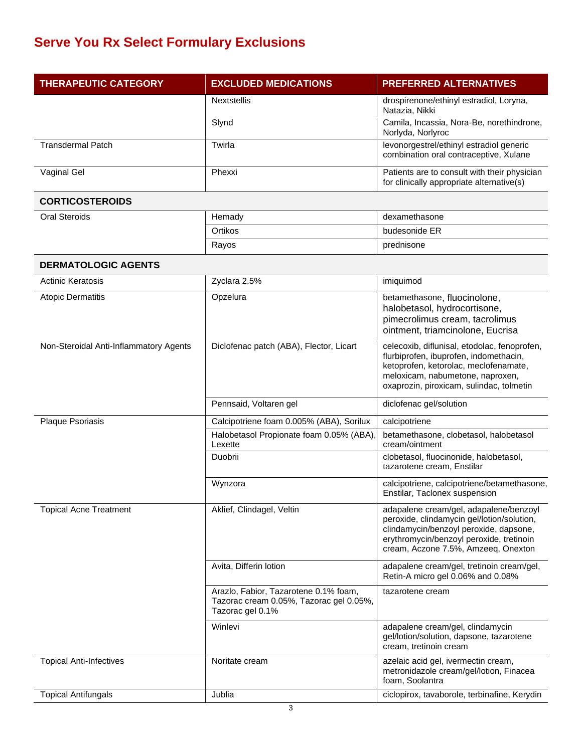# Serve You Rx Select Formulary Exclusions

| THERAPEUTIC CATEGORY | EXCLUDED MEDICATIONS | PREFERRED ALTERNATIVES |
|---|---|---|
| | Nextstellis | drospirenone/ethinyl estradiol, Loryna, Natazia, Nikki |
| | Slynd | Camila, Incassia, Nora-Be, norethindrone, Norlyda, Norlyroc |
| Transdermal Patch | Twirla | levonorgestrel/ethinyl estradiol generic combination oral contraceptive, Xulane |
| Vaginal Gel | Phexxi | Patients are to consult with their physician for clinically appropriate alternative(s) |
| **CORTICOSTEROIDS** | | |
| Oral Steroids | Hemady | dexamethasone |
| | Ortikos | budesonide ER |
| | Rayos | prednisone |
| **DERMATOLOGIC AGENTS** | | |
| Actinic Keratosis | Zyclara 2.5% | imiquimod |
| Atopic Dermatitis | Opzelura | betamethasone, fluocinolone, halobetasol, hydrocortisone, pimecrolimus cream, tacrolimus ointment, triamcinolone, Eucrisa |
| Non-Steroidal Anti-Inflammatory Agents | Diclofenac patch (ABA), Flector, Licart | celecoxib, diflunisal, etodolac, fenoprofen, flurbiprofen, ibuprofen, indomethacin, ketoprofen, ketorolac, meclofenamate, meloxicam, nabumetone, naproxen, oxaprozin, piroxicam, sulindac, tolmetin |
| | Pennsaid, Voltaren gel | diclofenac gel/solution |
| Plaque Psoriasis | Calcipotriene foam 0.005% (ABA), Sorilux | calcipotriene |
| | Halobetasol Propionate foam 0.05% (ABA), Lexette | betamethasone, clobetasol, halobetasol cream/ointment |
| | Duobrii | clobetasol, fluocinonide, halobetasol, tazarotene cream, Enstilar |
| | Wynzora | calcipotriene, calcipotriene/betamethasone, Enstilar, Taclonex suspension |
| Topical Acne Treatment | Aklief, Clindagel, Veltin | adapalene cream/gel, adapalene/benzoyl peroxide, clindamycin gel/lotion/solution, clindamycin/benzoyl peroxide, dapsone, erythromycin/benzoyl peroxide, tretinoin cream, Aczone 7.5%, Amzeeq, Onexton |
| | Avita, Differin lotion | adapalene cream/gel, tretinoin cream/gel, Retin-A micro gel 0.06% and 0.08% |
| | Arazlo, Fabior, Tazarotene 0.1% foam, Tazorac cream 0.05%, Tazorac gel 0.05%, Tazorac gel 0.1% | tazarotene cream |
| | Winlevi | adapalene cream/gel, clindamycin gel/lotion/solution, dapsone, tazarotene cream, tretinoin cream |
| Topical Anti-Infectives | Noritate cream | azelaic acid gel, ivermectin cream, metronidazole cream/gel/lotion, Finacea foam, Soolantra |
| Topical Antifungals | Jublia | ciclopirox, tavaborole, terbinafine, Kerydin |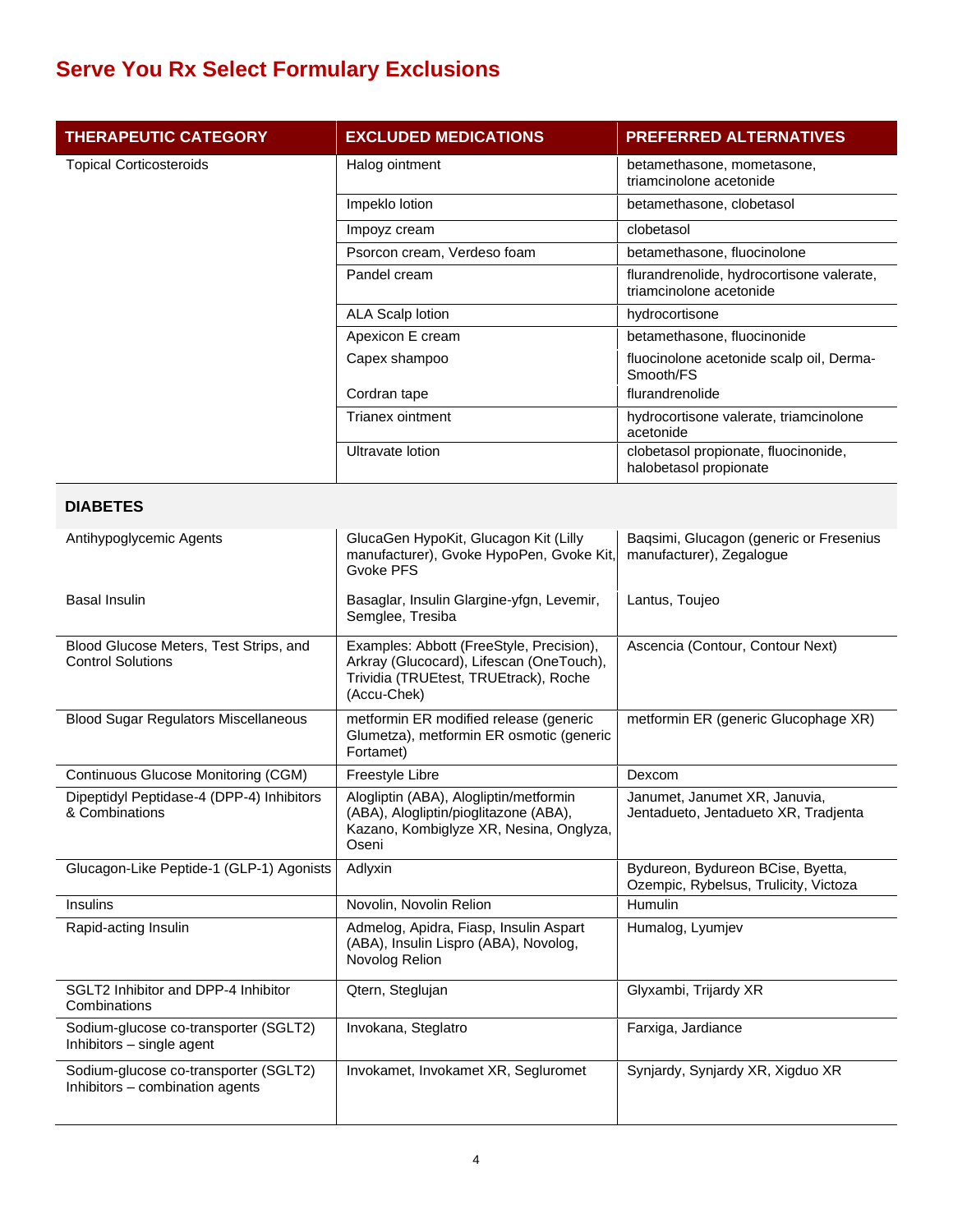# Serve You Rx Select Formulary Exclusions

| THERAPEUTIC CATEGORY | EXCLUDED MEDICATIONS | PREFERRED ALTERNATIVES |
|---|---|---|
| Topical Corticosteroids | Halog ointment | betamethasone, mometasone, triamcinolone acetonide |
| | Impeklo lotion | betamethasone, clobetasol |
| | Impoyz cream | clobetasol |
| | Psorcon cream, Verdeso foam | betamethasone, fluocinolone |
| | Pandel cream | flurandrenolide, hydrocortisone valerate, triamcinolone acetonide |
| | ALA Scalp lotion | hydrocortisone |
| | Apexicon E cream | betamethasone, fluocinonide |
| | Capex shampoo | fluocinolone acetonide scalp oil, Derma-Smooth/FS |
| | Cordran tape | flurandrenolide |
| | Trianex ointment | hydrocortisone valerate, triamcinolone acetonide |
| | Ultravate lotion | clobetasol propionate, fluocinonide, halobetasol propionate |
| **DIABETES** | | |
| Antihypoglycemic Agents | GlucaGen HypoKit, Glucagon Kit (Lilly manufacturer), Gvoke HypoPen, Gvoke Kit, Gvoke PFS | Baqsimi, Glucagon (generic or Fresenius manufacturer), Zegalogue |
| Basal Insulin | Basaglar, Insulin Glargine-yfgn, Levemir, Semglee, Tresiba | Lantus, Toujeo |
| Blood Glucose Meters, Test Strips, and Control Solutions | Examples: Abbott (FreeStyle, Precision), Arkray (Glucocard), Lifescan (OneTouch), Trividia (TRUEtest, TRUEtrack), Roche (Accu-Chek) | Ascencia (Contour, Contour Next) |
| Blood Sugar Regulators Miscellaneous | metformin ER modified release (generic Glumetza), metformin ER osmotic (generic Fortamet) | metformin ER (generic Glucophage XR) |
| Continuous Glucose Monitoring (CGM) | Freestyle Libre | Dexcom |
| Dipeptidyl Peptidase-4 (DPP-4) Inhibitors & Combinations | Alogliptin (ABA), Alogliptin/metformin (ABA), Alogliptin/pioglitazone (ABA), Kazano, Kombiglyze XR, Nesina, Onglyza, Oseni | Janumet, Janumet XR, Januvia, Jentadueto, Jentadueto XR, Tradjenta |
| Glucagon-Like Peptide-1 (GLP-1) Agonists | Adlyxin | Bydureon, Bydureon BCise, Byetta, Ozempic, Rybelsus, Trulicity, Victoza |
| Insulins | Novolin, Novolin Relion | Humulin |
| Rapid-acting Insulin | Admelog, Apidra, Fiasp, Insulin Aspart (ABA), Insulin Lispro (ABA), Novolog, Novolog Relion | Humalog, Lyumjev |
| SGLT2 Inhibitor and DPP-4 Inhibitor Combinations | Qtern, Steglujan | Glyxambi, Trijardy XR |
| Sodium-glucose co-transporter (SGLT2) Inhibitors – single agent | Invokana, Steglatro | Farxiga, Jardiance |
| Sodium-glucose co-transporter (SGLT2) Inhibitors – combination agents | Invokamet, Invokamet XR, Segluromet | Synjardy, Synjardy XR, Xigduo XR |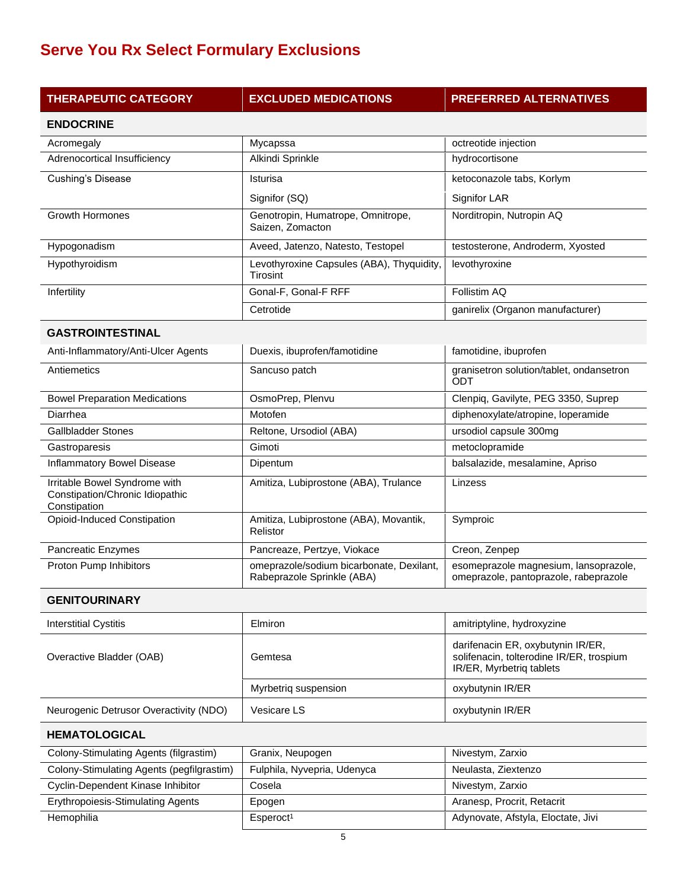# Serve You Rx Select Formulary Exclusions

| THERAPEUTIC CATEGORY | EXCLUDED MEDICATIONS | PREFERRED ALTERNATIVES |
|---|---|---|
| **ENDOCRINE** | | |
| Acromegaly | Mycapssa | octreotide injection |
| Adrenocortical Insufficiency | Alkindi Sprinkle | hydrocortisone |
| Cushing's Disease | Isturisa | ketoconazole tabs, Korlym |
| | Signifor (SQ) | Signifor LAR |
| Growth Hormones | Genotropin, Humatrope, Omnitrope, Saizen, Zomacton | Norditropin, Nutropin AQ |
| Hypogonadism | Aveed, Jatenzo, Natesto, Testopel | testosterone, Androderm, Xyosted |
| Hypothyroidism | Levothyroxine Capsules (ABA), Thyquidity, Tirosint | levothyroxine |
| Infertility | Gonal-F, Gonal-F RFF | Follistim AQ |
| | Cetrotide | ganirelix (Organon manufacturer) |
| **GASTROINTESTINAL** | | |
| Anti-Inflammatory/Anti-Ulcer Agents | Duexis, ibuprofen/famotidine | famotidine, ibuprofen |
| Antiemetics | Sancuso patch | granisetron solution/tablet, ondansetron ODT |
| Bowel Preparation Medications | OsmoPrep, Plenvu | Clenpiq, Gavilyte, PEG 3350, Suprep |
| Diarrhea | Motofen | diphenoxylate/atropine, loperamide |
| Gallbladder Stones | Reltone, Ursodiol (ABA) | ursodiol capsule 300mg |
| Gastroparesis | Gimoti | metoclopramide |
| Inflammatory Bowel Disease | Dipentum | balsalazide, mesalamine, Apriso |
| Irritable Bowel Syndrome with Constipation/Chronic Idiopathic Constipation | Amitiza, Lubiprostone (ABA), Trulance | Linzess |
| Opioid-Induced Constipation | Amitiza, Lubiprostone (ABA), Movantik, Relistor | Symproic |
| Pancreatic Enzymes | Pancreaze, Pertzye, Viokace | Creon, Zenpep |
| Proton Pump Inhibitors | omeprazole/sodium bicarbonate, Dexilant, Rabeprazole Sprinkle (ABA) | esomeprazole magnesium, lansoprazole, omeprazole, pantoprazole, rabeprazole |
| **GENITOURINARY** | | |
| Interstitial Cystitis | Elmiron | amitriptyline, hydroxyzine |
| Overactive Bladder (OAB) | Gemtesa | darifenacin ER, oxybutynin IR/ER, solifenacin, tolterodine IR/ER, trospium IR/ER, Myrbetriq tablets |
| | Myrbetriq suspension | oxybutynin IR/ER |
| Neurogenic Detrusor Overactivity (NDO) | Vesicare LS | oxybutynin IR/ER |
| **HEMATOLOGICAL** | | |
| Colony-Stimulating Agents (filgrastim) | Granix, Neupogen | Nivestym, Zarxio |
| Colony-Stimulating Agents (pegfilgrastim) | Fulphila, Nyvepria, Udenyca | Neulasta, Ziextenzo |
| Cyclin-Dependent Kinase Inhibitor | Cosela | Nivestym, Zarxio |
| Erythropoiesis-Stimulating Agents | Epogen | Aranesp, Procrit, Retacrit |
| Hemophilia | Esperoct[1] | Adynovate, Afstyla, Eloctate, Jivi |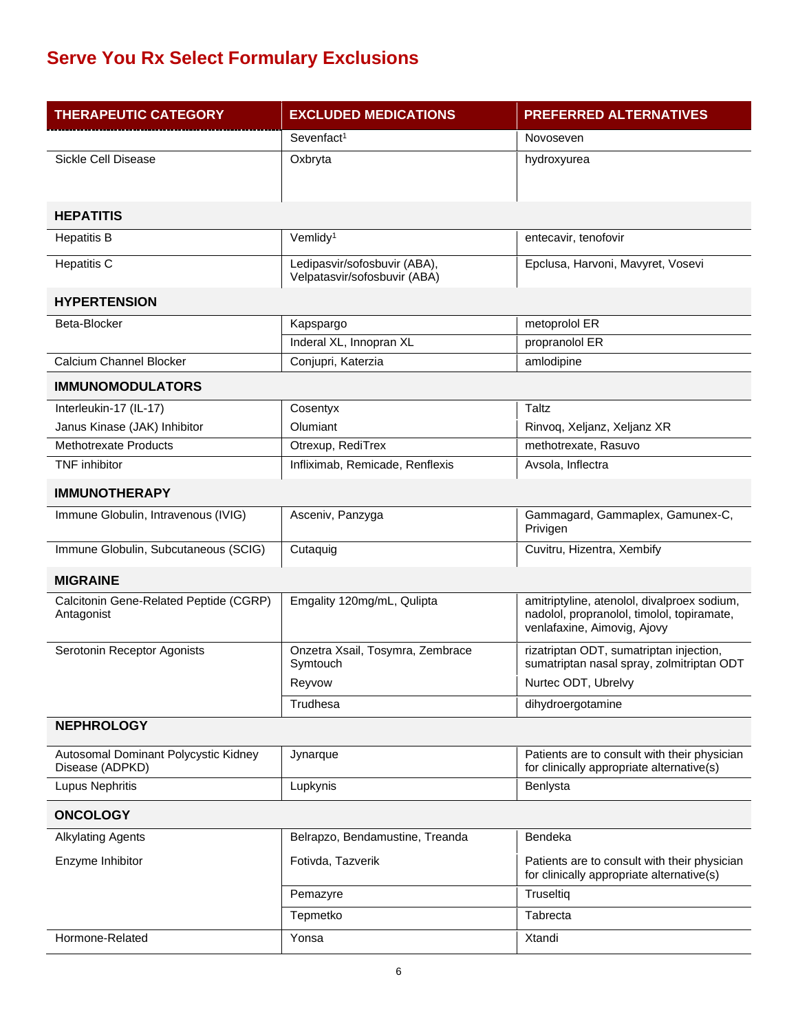## Serve You Rx Select Formulary Exclusions

| THERAPEUTIC CATEGORY | EXCLUDED MEDICATIONS | PREFERRED ALTERNATIVES |
|---|---|---|
| | Sevenfact[1] | Novoseven |
| Sickle Cell Disease | Oxbryta | hydroxyurea |
| **HEPATITIS** | | |
| Hepatitis B | Vemlidy[1] | entecavir, tenofovir |
| Hepatitis C | Ledipasvir/sofosbuvir (ABA), Velpatasvir/sofosbuvir (ABA) | Epclusa, Harvoni, Mavyret, Vosevi |
| **HYPERTENSION** | | |
| Beta-Blocker | Kapspargo | metoprolol ER |
| | Inderal XL, Innopran XL | propranolol ER |
| Calcium Channel Blocker | Conjupri, Katerzia | amlodipine |
| **IMMUNOMODULATORS** | | |
| Interleukin-17 (IL-17) | Cosentyx | Taltz |
| Janus Kinase (JAK) Inhibitor | Olumiant | Rinvoq, Xeljanz, Xeljanz XR |
| Methotrexate Products | Otrexup, RediTrex | methotrexate, Rasuvo |
| TNF inhibitor | Infliximab, Remicade, Renflexis | Avsola, Inflectra |
| **IMMUNOTHERAPY** | | |
| Immune Globulin, Intravenous (IVIG) | Asceniv, Panzyga | Gammagard, Gammaplex, Gamunex-C, Privigen |
| Immune Globulin, Subcutaneous (SCIG) | Cutaquig | Cuvitru, Hizentra, Xembify |
| **MIGRAINE** | | |
| Calcitonin Gene-Related Peptide (CGRP) Antagonist | Emgality 120mg/mL, Qulipta | amitriptyline, atenolol, divalproex sodium, nadolol, propranolol, timolol, topiramate, venlafaxine, Aimovig, Ajovy |
| Serotonin Receptor Agonists | Onzetra Xsail, Tosymra, Zembrace Symtouch | rizatriptan ODT, sumatriptan injection, sumatriptan nasal spray, zolmitriptan ODT |
| | Reyvow | Nurtec ODT, Ubrelvy |
| | Trudhesa | dihydroergotamine |
| **NEPHROLOGY** | | |
| Autosomal Dominant Polycystic Kidney Disease (ADPKD) | Jynarque | Patients are to consult with their physician for clinically appropriate alternative(s) |
| Lupus Nephritis | Lupkynis | Benlysta |
| **ONCOLOGY** | | |
| Alkylating Agents | Belrapzo, Bendamustine, Treanda | Bendeka |
| Enzyme Inhibitor | Fotivda, Tazverik | Patients are to consult with their physician for clinically appropriate alternative(s) |
| | Pemazyre | Truseltiq |
| | Tepmetko | Tabrecta |
| Hormone-Related | Yonsa | Xtandi |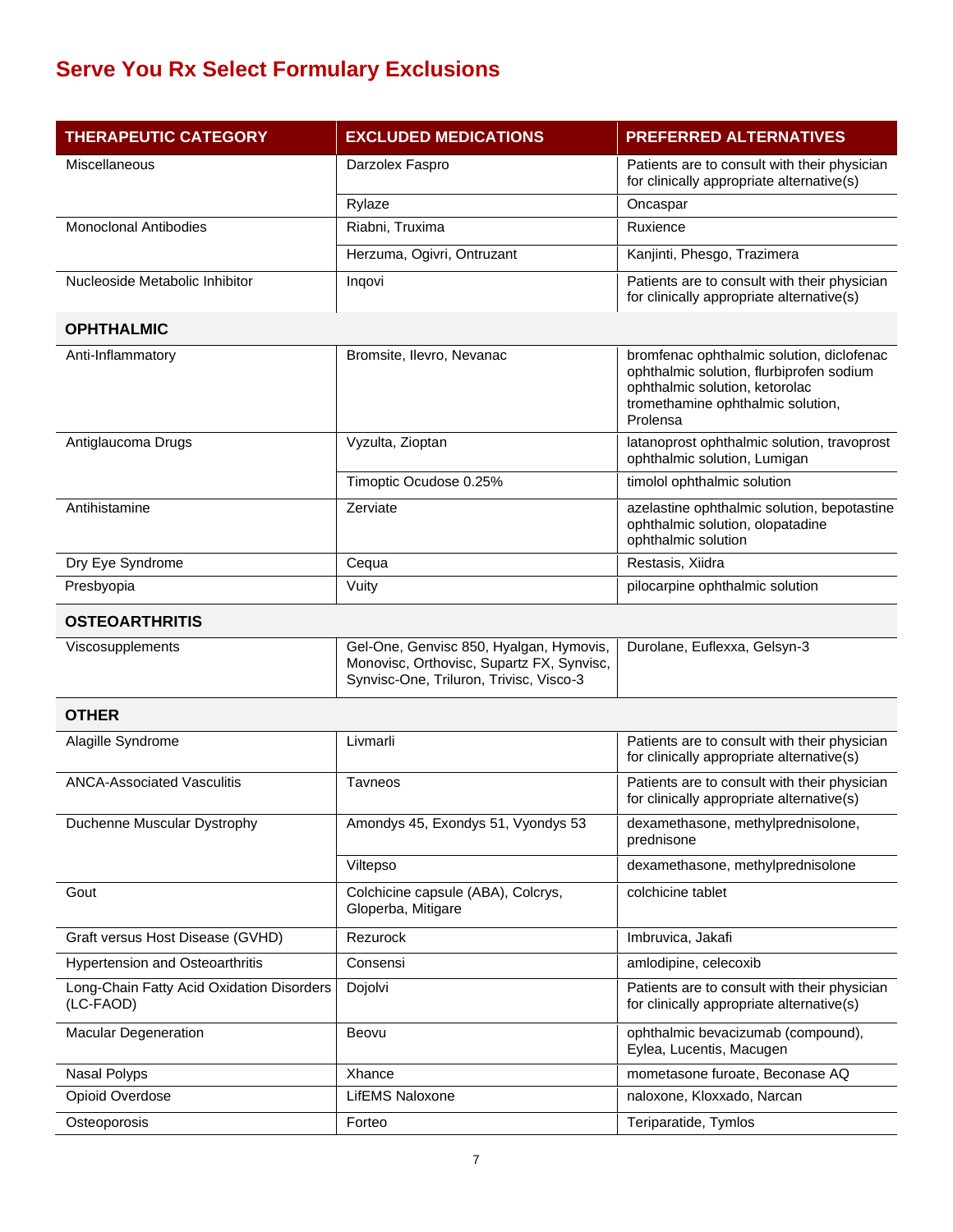## Serve You Rx Select Formulary Exclusions

| THERAPEUTIC CATEGORY | EXCLUDED MEDICATIONS | PREFERRED ALTERNATIVES |
|---|---|---|
| Miscellaneous | Darzolex Faspro | Patients are to consult with their physician for clinically appropriate alternative(s) |
| | Rylaze | Oncaspar |
| Monoclonal Antibodies | Riabni, Truxima | Ruxience |
| | Herzuma, Ogivri, Ontruzant | Kanjinti, Phesgo, Trazimera |
| Nucleoside Metabolic Inhibitor | Inqovi | Patients are to consult with their physician for clinically appropriate alternative(s) |
| **OPHTHALMIC** | | |
| Anti-Inflammatory | Bromsite, Ilevro, Nevanac | bromfenac ophthalmic solution, diclofenac ophthalmic solution, flurbiprofen sodium ophthalmic solution, ketorolac tromethamine ophthalmic solution, Prolensa |
| Antiglaucoma Drugs | Vyzulta, Zioptan | latanoprost ophthalmic solution, travoprost ophthalmic solution, Lumigan |
| | Timoptic Ocudose 0.25% | timolol ophthalmic solution |
| Antihistamine | Zerviate | azelastine ophthalmic solution, bepotastine ophthalmic solution, olopatadine ophthalmic solution |
| Dry Eye Syndrome | Cequa | Restasis, Xiidra |
| Presbyopia | Vuity | pilocarpine ophthalmic solution |
| **OSTEOARTHRITIS** | | |
| Viscosupplements | Gel-One, Genvisc 850, Hyalgan, Hymovis, Monovisc, Orthovisc, Supartz FX, Synvisc, Synvisc-One, Triluron, Trivisc, Visco-3 | Durolane, Euflexxa, Gelsyn-3 |
| **OTHER** | | |
| Alagille Syndrome | Livmarli | Patients are to consult with their physician for clinically appropriate alternative(s) |
| ANCA-Associated Vasculitis | Tavneos | Patients are to consult with their physician for clinically appropriate alternative(s) |
| Duchenne Muscular Dystrophy | Amondys 45, Exondys 51, Vyondys 53 | dexamethasone, methylprednisolone, prednisone |
| | Viltepso | dexamethasone, methylprednisolone |
| Gout | Colchicine capsule (ABA), Colcrys, Gloperba, Mitigare | colchicine tablet |
| Graft versus Host Disease (GVHD) | Rezurock | Imbruvica, Jakafi |
| Hypertension and Osteoarthritis | Consensi | amlodipine, celecoxib |
| Long-Chain Fatty Acid Oxidation Disorders (LC-FAOD) | Dojolvi | Patients are to consult with their physician for clinically appropriate alternative(s) |
| Macular Degeneration | Beovu | ophthalmic bevacizumab (compound), Eylea, Lucentis, Macugen |
| Nasal Polyps | Xhance | mometasone furoate, Beconase AQ |
| Opioid Overdose | LifEMS Naloxone | naloxone, Kloxxado, Narcan |
| Osteoporosis | Forteo | Teriparatide, Tymlos |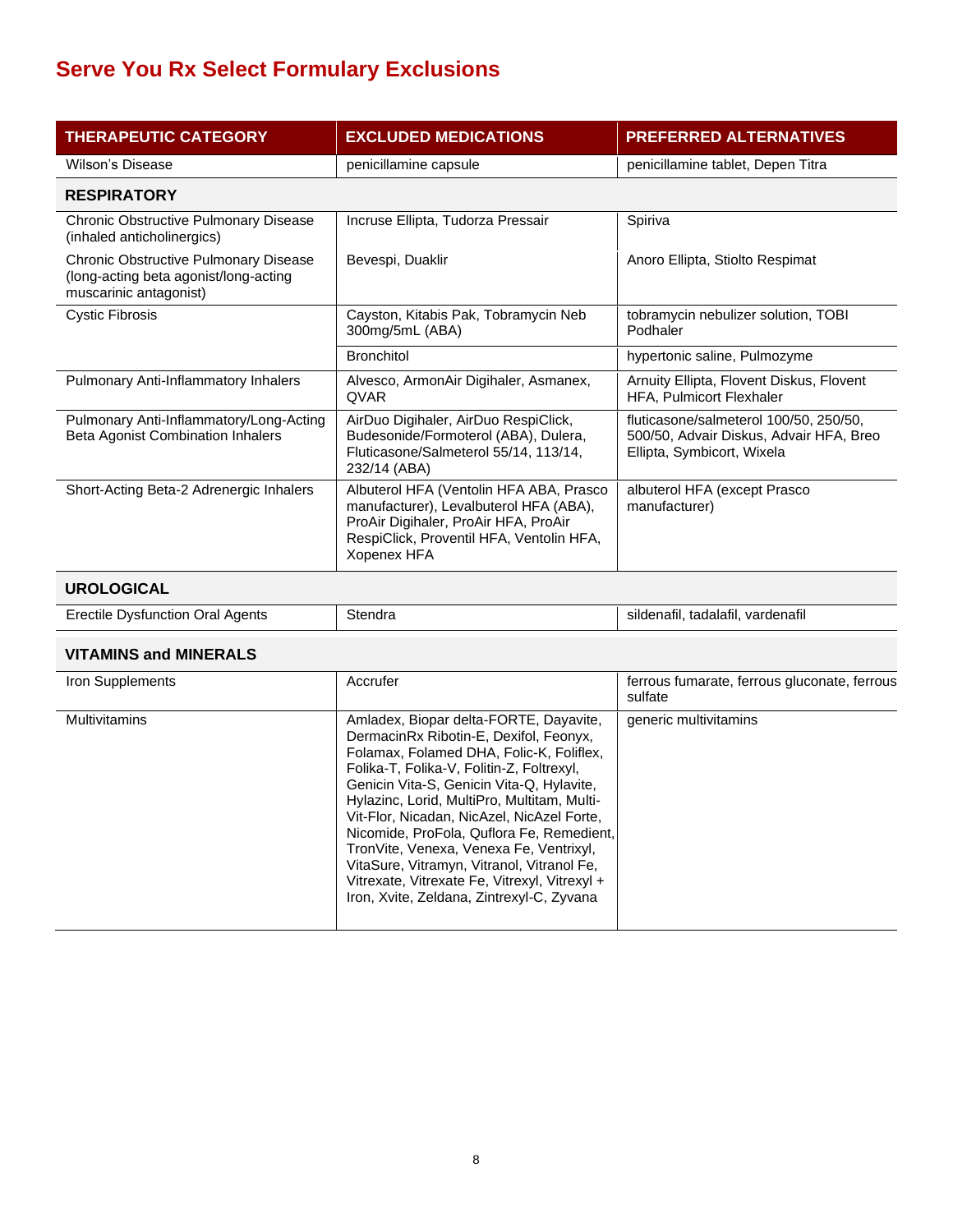# Serve You Rx Select Formulary Exclusions

| THERAPEUTIC CATEGORY | EXCLUDED MEDICATIONS | PREFERRED ALTERNATIVES |
|---|---|---|
| Wilson's Disease | penicillamine capsule | penicillamine tablet, Depen Titra |
| **RESPIRATORY** | | |
| Chronic Obstructive Pulmonary Disease (inhaled anticholinergics) | Incruse Ellipta, Tudorza Pressair | Spiriva |
| Chronic Obstructive Pulmonary Disease (long-acting beta agonist/long-acting muscarinic antagonist) | Bevespi, Duaklir | Anoro Ellipta, Stiolto Respimat |
| Cystic Fibrosis | Cayston, Kitabis Pak, Tobramycin Neb 300mg/5mL (ABA) | tobramycin nebulizer solution, TOBI Podhaler |
| | Bronchitol | hypertonic saline, Pulmozyme |
| Pulmonary Anti-Inflammatory Inhalers | Alvesco, ArmonAir Digihaler, Asmanex, QVAR | Arnuity Ellipta, Flovent Diskus, Flovent HFA, Pulmicort Flexhaler |
| Pulmonary Anti-Inflammatory/Long-Acting Beta Agonist Combination Inhalers | AirDuo Digihaler, AirDuo RespiClick, Budesonide/Formoterol (ABA), Dulera, Fluticasone/Salmeterol 55/14, 113/14, 232/14 (ABA) | fluticasone/salmeterol 100/50, 250/50, 500/50, Advair Diskus, Advair HFA, Breo Ellipta, Symbicort, Wixela |
| Short-Acting Beta-2 Adrenergic Inhalers | Albuterol HFA (Ventolin HFA ABA, Prasco manufacturer), Levalbuterol HFA (ABA), ProAir Digihaler, ProAir HFA, ProAir RespiClick, Proventil HFA, Ventolin HFA, Xopenex HFA | albuterol HFA (except Prasco manufacturer) |
| **UROLOGICAL** | | |
| Erectile Dysfunction Oral Agents | Stendra | sildenafil, tadalafil, vardenafil |
| **VITAMINS and MINERALS** | | |
| Iron Supplements | Accrufer | ferrous fumarate, ferrous gluconate, ferrous sulfate |
| Multivitamins | Amladex, Biopar delta-FORTE, Dayavite, DermacinRx Ribotin-E, Dexifol, Feonyx, Folamax, Folamed DHA, Folic-K, Foliflex, Folika-T, Folika-V, Folitin-Z, Foltrexyl, Genicin Vita-S, Genicin Vita-Q, Hylavite, Hylazinc, Lorid, MultiPro, Multitam, Multi-Vit-Flor, Nicadan, NicAzel, NicAzel Forte, Nicomide, ProFola, Quflora Fe, Remedient, TronVite, Venexa, Venexa Fe, Ventrixyl, VitaSure, Vitramyn, Vitranol, Vitranol Fe, Vitrexate, Vitrexate Fe, Vitrexyl, Vitrexyl + Iron, Xvite, Zeldana, Zintrexyl-C, Zyvana | generic multivitamins |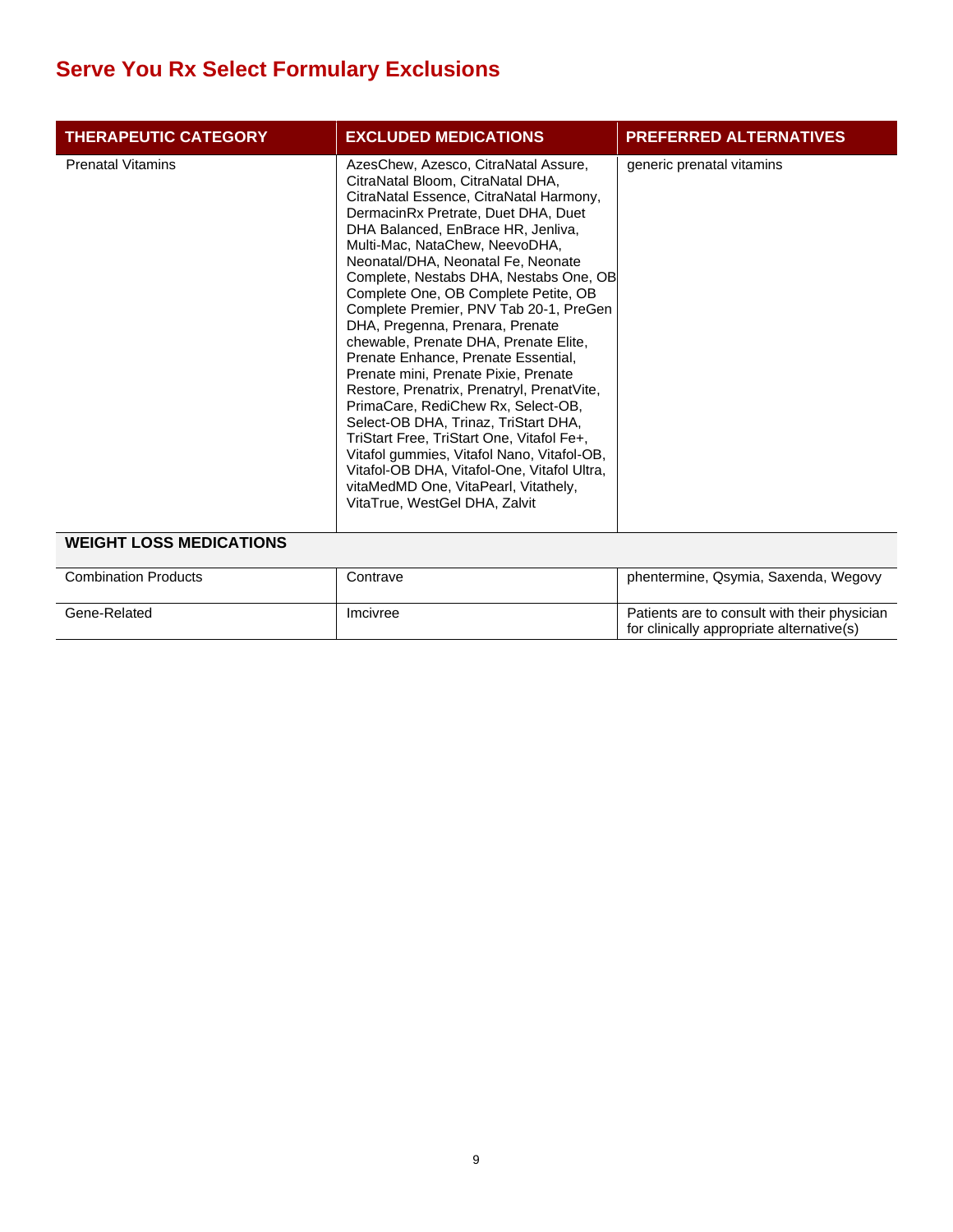## Serve You Rx Select Formulary Exclusions

| THERAPEUTIC CATEGORY | EXCLUDED MEDICATIONS | PREFERRED ALTERNATIVES |
|---|---|---|
| Prenatal Vitamins | AzesChew, Azesco, CitraNatal Assure, CitraNatal Bloom, CitraNatal DHA, CitraNatal Essence, CitraNatal Harmony, DermacinRx Pretrate, Duet DHA, Duet DHA Balanced, EnBrace HR, Jenliva, Multi-Mac, NataChew, NeevoDHA, Neonatal/DHA, Neonatal Fe, Neonate Complete, Nestabs DHA, Nestabs One, OB Complete One, OB Complete Petite, OB Complete Premier, PNV Tab 20-1, PreGen DHA, Pregenna, Prenara, Prenate chewable, Prenate DHA, Prenate Elite, Prenate Enhance, Prenate Essential, Prenate mini, Prenate Pixie, Prenate Restore, Prenatrix, Prenatryl, PrenatVite, PrimaCare, RediChew Rx, Select-OB, Select-OB DHA, Trinaz, TriStart DHA, TriStart Free, TriStart One, Vitafol Fe+, Vitafol gummies, Vitafol Nano, Vitafol-OB, Vitafol-OB DHA, Vitafol-One, Vitafol Ultra, vitaMedMD One, VitaPearl, Vitathely, VitaTrue, WestGel DHA, Zalvit | generic prenatal vitamins |
| **WEIGHT LOSS MEDICATIONS** | | |
| Combination Products | Contrave | phentermine, Qsymia, Saxenda, Wegovy |
| Gene-Related | Imcivree | Patients are to consult with their physician for clinically appropriate alternative(s) |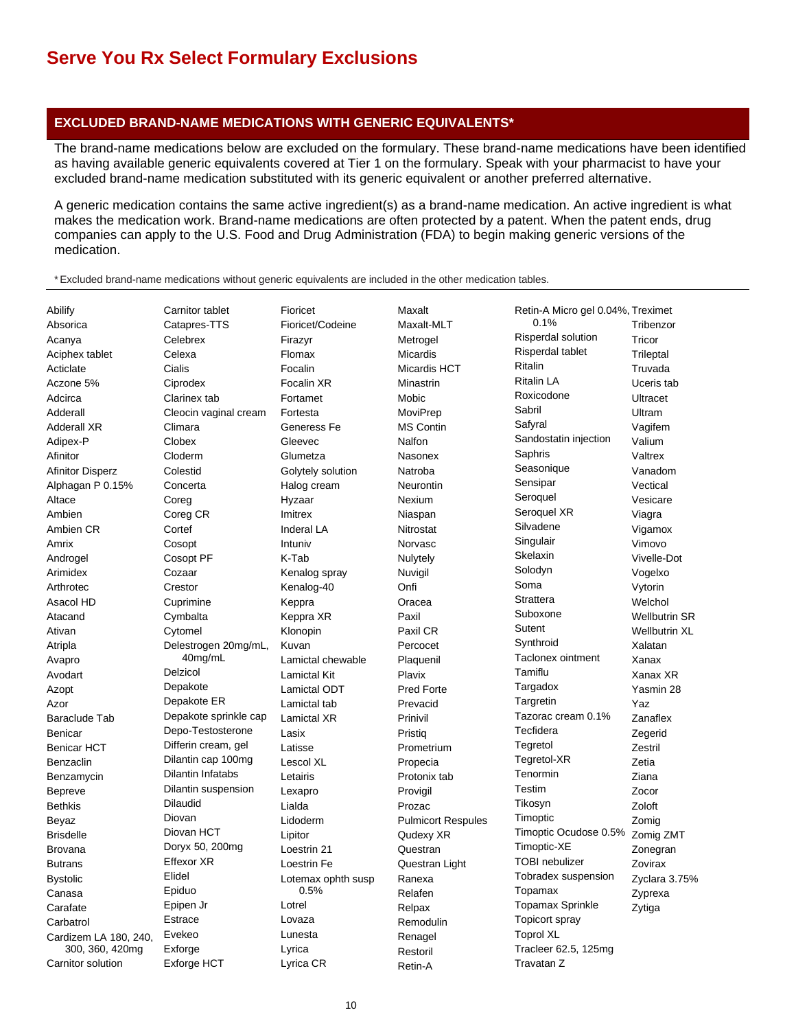# Serve You Rx Select Formulary Exclusions

## EXCLUDED BRAND-NAME MEDICATIONS WITH GENERIC EQUIVALENTS*

The brand-name medications below are excluded on the formulary. These brand-name medications have been identified as having available generic equivalents covered at Tier 1 on the formulary. Speak with your pharmacist to have your excluded brand-name medication substituted with its generic equivalent or another preferred alternative.

A generic medication contains the same active ingredient(s) as a brand-name medication. An active ingredient is what makes the medication work. Brand-name medications are often protected by a patent. When the patent ends, drug companies can apply to the U.S. Food and Drug Administration (FDA) to begin making generic versions of the medication.

*Excluded brand-name medications without generic equivalents are included in the other medication tables.

---

Abilify
Absorica
Acanya
Aciphex tablet
Acticlate
Aczone 5%
Adcirca
Adderall
Adderall XR
Adipex-P
Afinitor
Afinitor Disperz
Alphagan P 0.15%
Altace
Ambien
Ambien CR
Amrix
Androgel
Arimidex
Arthrotec
Asacol HD
Atacand
Ativan
Atripla
Avapro
Avodart
Azopt
Azor
Baraclude Tab
Benicar
Benicar HCT
Benzaclin
Benzamycin
Bepreve
Bethkis
Beyaz
Brisdelle
Brovana
Butrans
Bystolic
Canasa
Carafate
Carbatrol
Cardizem LA 180, 240, 300, 360, 420mg
Carnitor solution
Carnitor tablet
Catapres-TTS
Celebrex
Celexa
Cialis
Ciprodex
Clarinex tab
Cleocin vaginal cream
Climara
Clobex
Cloderm
Colestid
Concerta
Coreg
Coreg CR
Cortef
Cosopt
Cosopt PF
Cozaar
Crestor
Cuprimine
Cymbalta
Cytomel
Delestrogen 20mg/mL, 40mg/mL
Delzicol
Depakote
Depakote ER
Depakote sprinkle cap
Depo-Testosterone
Differin cream, gel
Dilantin cap 100mg
Dilantin Infatabs
Dilantin suspension
Dilaudid
Diovan
Diovan HCT
Doryx 50, 200mg
Effexor XR
Elidel
Epiduo
Epipen Jr
Estrace
Evekeo
Exforge
Exforge HCT
Fioricet
Fioricet/Codeine
Firazyr
Flomax
Focalin
Focalin XR
Fortamet
Fortesta
Generess Fe
Gleevec
Glumetza
Golytely solution
Halog cream
Hyzaar
Imitrex
Inderal LA
Intuniv
K-Tab
Kenalog spray
Kenalog-40
Keppra
Keppra XR
Klonopin
Kuvan
Lamictal chewable
Lamictal Kit
Lamictal ODT
Lamictal tab
Lamictal XR
Lasix
Latisse
Lescol XL
Letairis
Lexapro
Lialda
Lidoderm
Lipitor
Loestrin 21
Loestrin Fe
Lotemax ophth susp 0.5%
Lotrel
Lovaza
Lunesta
Lyrica
Lyrica CR
Maxalt
Maxalt-MLT
Metrogel
Micardis
Micardis HCT
Minastrin
Mobic
MoviPrep
MS Contin
Nalfon
Nasonex
Natroba
Neurontin
Nexium
Niaspan
Nitrostat
Norvasc
Nulytely
Nuvigil
Onfi
Oracea
Paxil
Paxil CR
Percocet
Plaquenil
Plavix
Pred Forte
Prevacid
Prinivil
Pristiq
Prometrium
Propecia
Protonix tab
Provigil
Prozac
Pulmicort Respules
Qudexy XR
Questran
Questran Light
Ranexa
Relafen
Relpax
Remodulin
Renagel
Restoril
Retin-A
Retin-A Micro gel 0.04%, 0.1%
Risperdal solution
Risperdal tablet
Ritalin
Ritalin LA
Roxicodone
Sabril
Safyral
Sandostatin injection
Saphris
Seasonique
Sensipar
Seroquel
Seroquel XR
Silvadene
Singulair
Skelaxin
Solodyn
Soma
Strattera
Suboxone
Sutent
Synthroid
Taclonex ointment
Tamiflu
Targadox
Targretin
Tazorac cream 0.1%
Tecfidera
Tegretol
Tegretol-XR
Tenormin
Testim
Tikosyn
Timoptic
Timoptic Ocudose 0.5%
Timoptic-XE
TOBI nebulizer
Tobradex suspension
Topamax
Topamax Sprinkle
Topicort spray
Toprol XL
Tracleer 62.5, 125mg
Travatan Z
Treximet
Tribenzor
Tricor
Trileptal
Truvada
Uceris tab
Ultracet
Ultram
Vagifem
Valium
Valtrex
Vanadom
Vectical
Vesicare
Viagra
Vigamox
Vimovo
Vivelle-Dot
Vogelxo
Vytorin
Welchol
Wellbutrin SR
Wellbutrin XL
Xalatan
Xanax
Xanax XR
Yasmin 28
Yaz
Zanaflex
Zegerid
Zestril
Zetia
Ziana
Zocor
Zoloft
Zomig
Zomig ZMT
Zonegran
Zovirax
Zyclara 3.75%
Zyprexa
Zytiga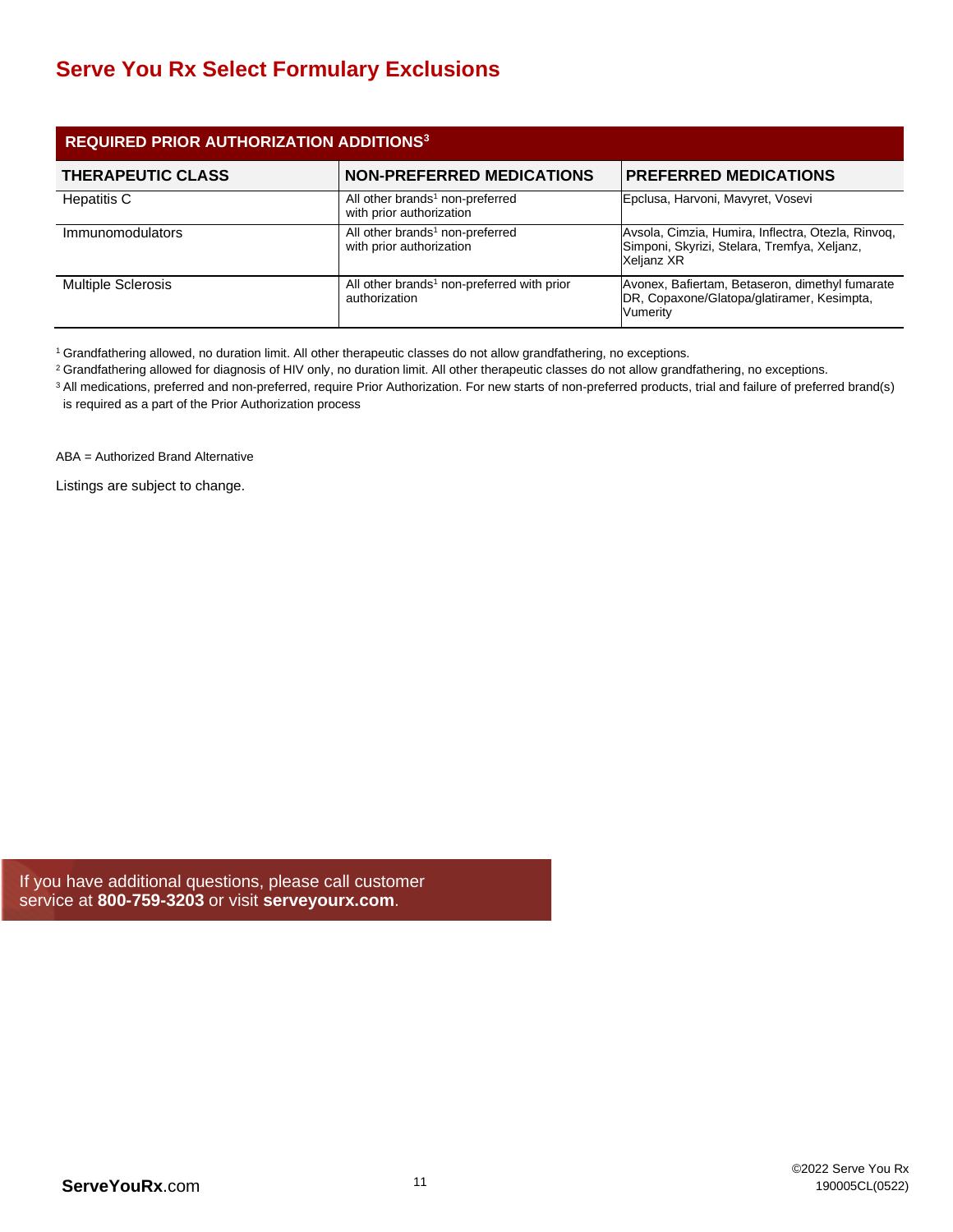# Serve You Rx Select Formulary Exclusions

| REQUIRED PRIOR AUTHORIZATION ADDITIONS[3] | | |
|---|---|---|
| **THERAPEUTIC CLASS** | **NON-PREFERRED MEDICATIONS** | **PREFERRED MEDICATIONS** |
| Hepatitis C | All other brands[1] non-preferred with prior authorization | Epclusa, Harvoni, Mavyret, Vosevi |
| Immunomodulators | All other brands[1] non-preferred with prior authorization | Avsola, Cimzia, Humira, Inflectra, Otezla, Rinvoq, Simponi, Skyrizi, Stelara, Tremfya, Xeljanz, Xeljanz XR |
| Multiple Sclerosis | All other brands[1] non-preferred with prior authorization | Avonex, Bafiertam, Betaseron, dimethyl fumarate DR, Copaxone/Glatopa/glatiramer, Kesimpta, Vumerity |

[1] Grandfathering allowed, no duration limit. All other therapeutic classes do not allow grandfathering, no exceptions.

[2] Grandfathering allowed for diagnosis of HIV only, no duration limit. All other therapeutic classes do not allow grandfathering, no exceptions.

[3] All medications, preferred and non-preferred, require Prior Authorization. For new starts of non-preferred products, trial and failure of preferred brand(s) is required as a part of the Prior Authorization process

ABA = Authorized Brand Alternative

Listings are subject to change.

If you have additional questions, please call customer service at **800-759-3203** or visit **serveyourx.com**.

**ServeYouRx**.com

©2022 Serve You Rx
190005CL(0522)